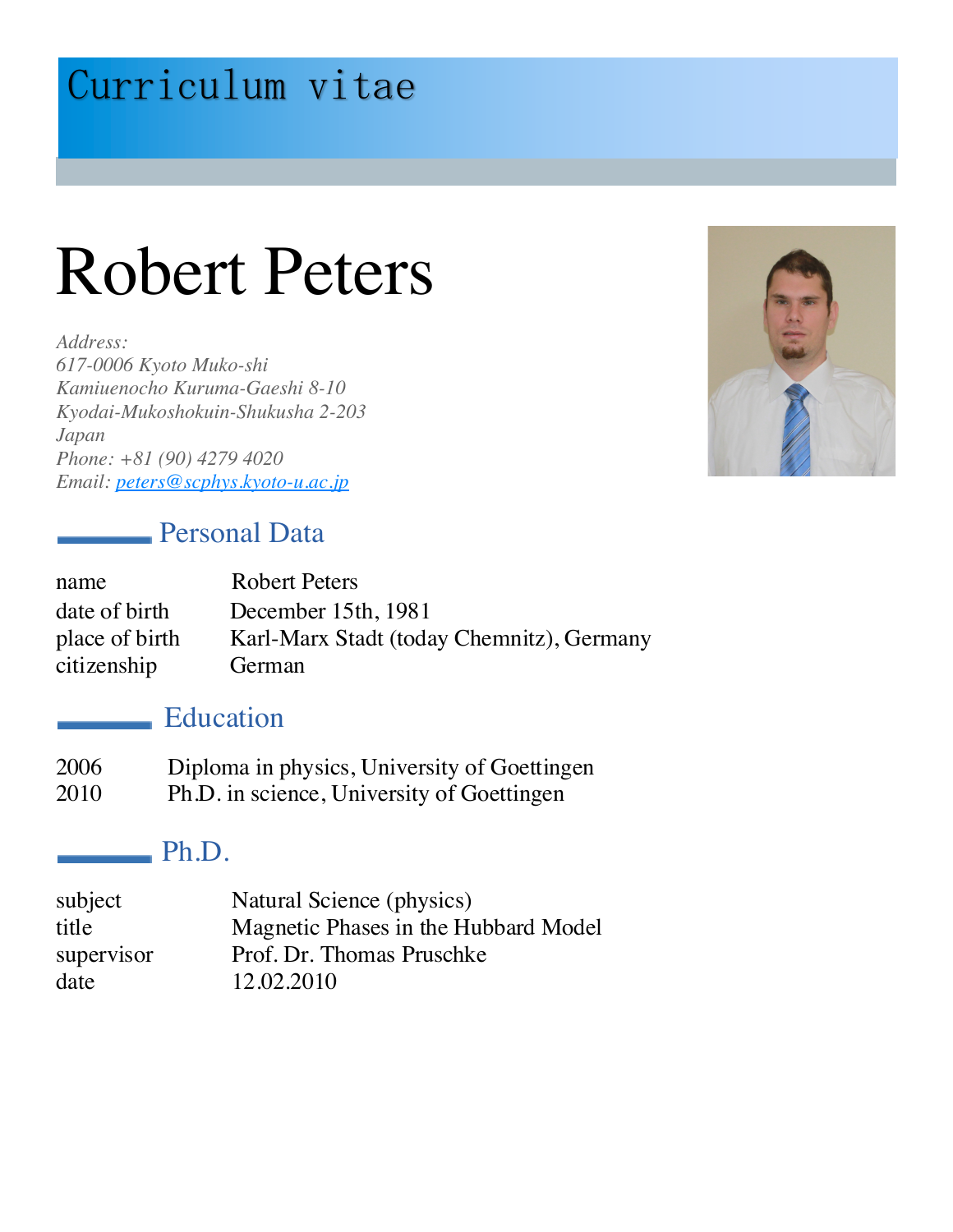# Curriculum vitae

# Robert Peters

*Address:*
*617-0006 Kyoto Muko-shi*
*Kamiuenocho Kuruma-Gaeshi 8-10*
*Kyodai-Mukoshokuin-Shukusha 2-203*
*Japan*
*Phone: +81 (90) 4279 4020*
*Email: peters@scphys.kyoto-u.ac.jp*

## Personal Data

| | |
|---|---|
| name | Robert Peters |
| date of birth | December 15th, 1981 |
| place of birth | Karl-Marx Stadt (today Chemnitz), Germany |
| citizenship | German |

## Education

| | |
|---|---|
| 2006 | Diploma in physics, University of Goettingen |
| 2010 | Ph.D. in science, University of Goettingen |

## Ph.D.

| | |
|---|---|
| subject | Natural Science (physics) |
| title | Magnetic Phases in the Hubbard Model |
| supervisor | Prof. Dr. Thomas Pruschke |
| date | 12.02.2010 |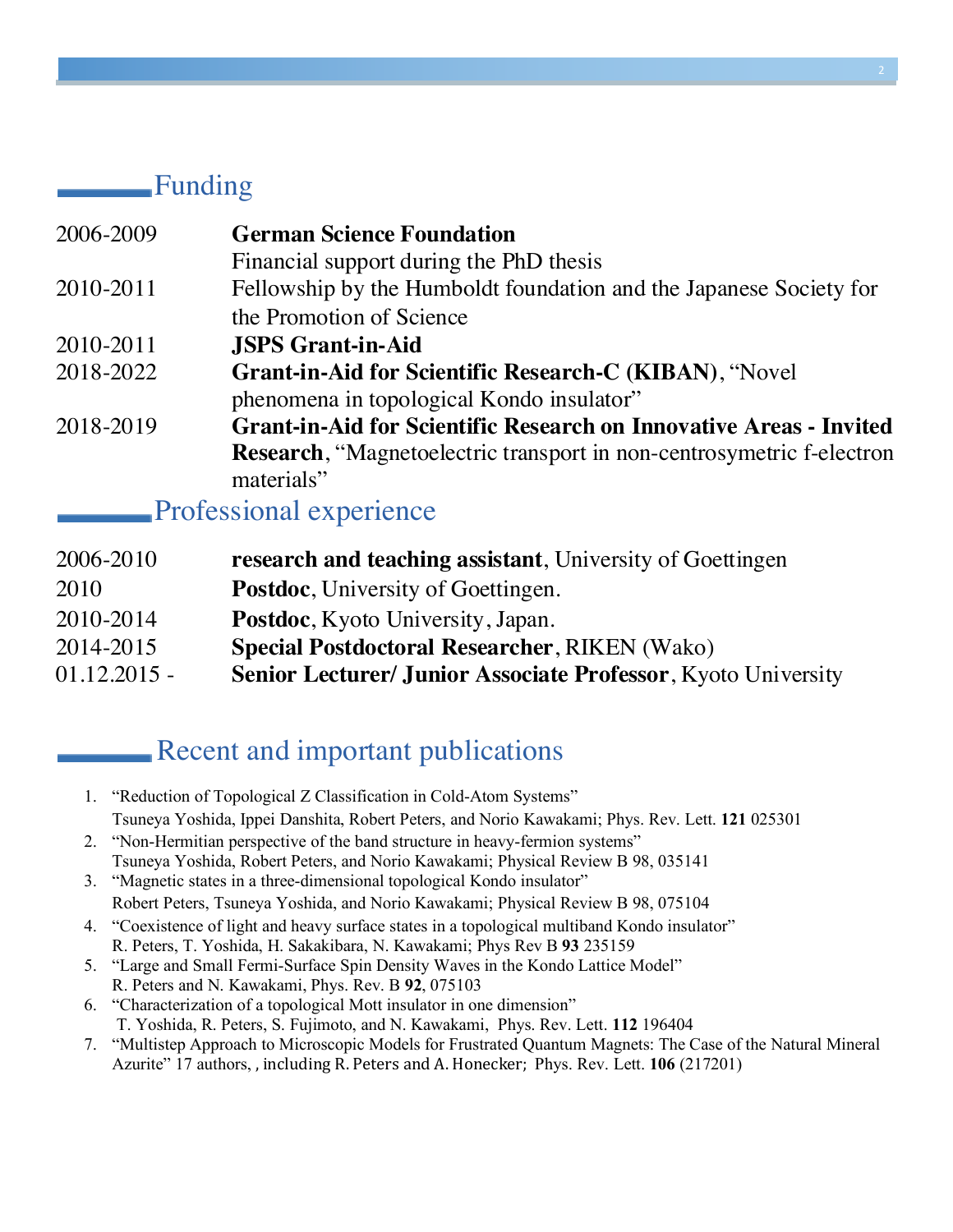## Funding

| | |
|---|---|
| 2006-2009 | **German Science Foundation** Financial support during the PhD thesis |
| 2010-2011 | Fellowship by the Humboldt foundation and the Japanese Society for the Promotion of Science |
| 2010-2011 | **JSPS Grant-in-Aid** |
| 2018-2022 | **Grant-in-Aid for Scientific Research-C (KIBAN)**, “Novel phenomena in topological Kondo insulator” |
| 2018-2019 | **Grant-in-Aid for Scientific Research on Innovative Areas - Invited Research**, “Magnetoelectric transport in non-centrosymetric f-electron materials” |

## Professional experience

| | |
|---|---|
| 2006-2010 | **research and teaching assistant**, University of Goettingen |
| 2010 | **Postdoc**, University of Goettingen. |
| 2010-2014 | **Postdoc**, Kyoto University, Japan. |
| 2014-2015 | **Special Postdoctoral Researcher**, RIKEN (Wako) |
| 01.12.2015 - | **Senior Lecturer/ Junior Associate Professor**, Kyoto University |

## Recent and important publications

1. “Reduction of Topological Z Classification in Cold-Atom Systems”
   Tsuneya Yoshida, Ippei Danshita, Robert Peters, and Norio Kawakami; Phys. Rev. Lett. **121** 025301
2. “Non-Hermitian perspective of the band structure in heavy-fermion systems”
   Tsuneya Yoshida, Robert Peters, and Norio Kawakami; Physical Review B 98, 035141
3. “Magnetic states in a three-dimensional topological Kondo insulator”
   Robert Peters, Tsuneya Yoshida, and Norio Kawakami; Physical Review B 98, 075104
4. “Coexistence of light and heavy surface states in a topological multiband Kondo insulator”
   R. Peters, T. Yoshida, H. Sakakibara, N. Kawakami; Phys Rev B **93** 235159
5. “Large and Small Fermi-Surface Spin Density Waves in the Kondo Lattice Model”
   R. Peters and N. Kawakami, Phys. Rev. B **92**, 075103
6. “Characterization of a topological Mott insulator in one dimension”
   T. Yoshida, R. Peters, S. Fujimoto, and N. Kawakami, Phys. Rev. Lett. **112** 196404
7. “Multistep Approach to Microscopic Models for Frustrated Quantum Magnets: The Case of the Natural Mineral Azurite” 17 authors, , including R. Peters and A. Honecker; Phys. Rev. Lett. **106** (217201)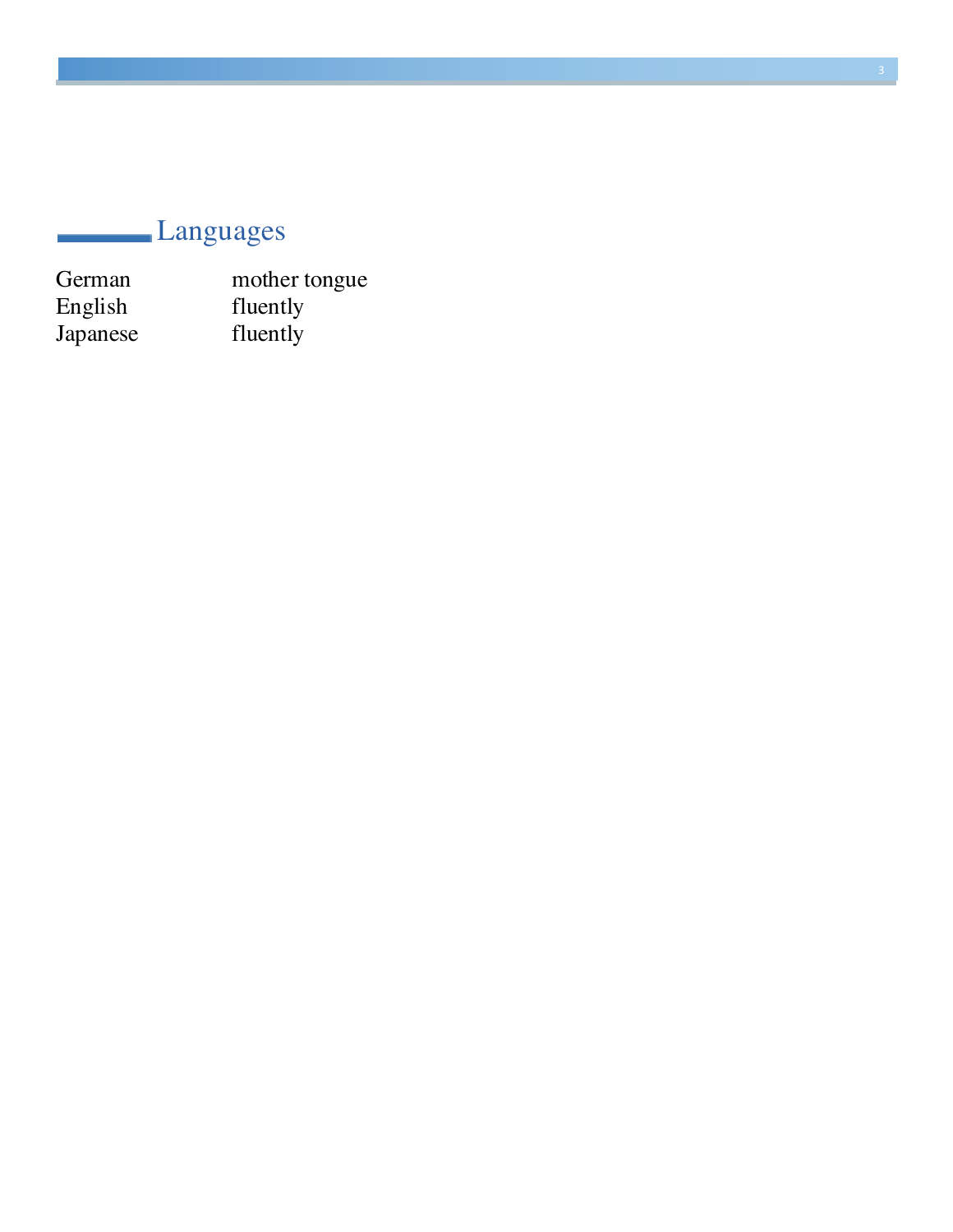## Languages

| | |
|---|---|
| German | mother tongue |
| English | fluently |
| Japanese | fluently |